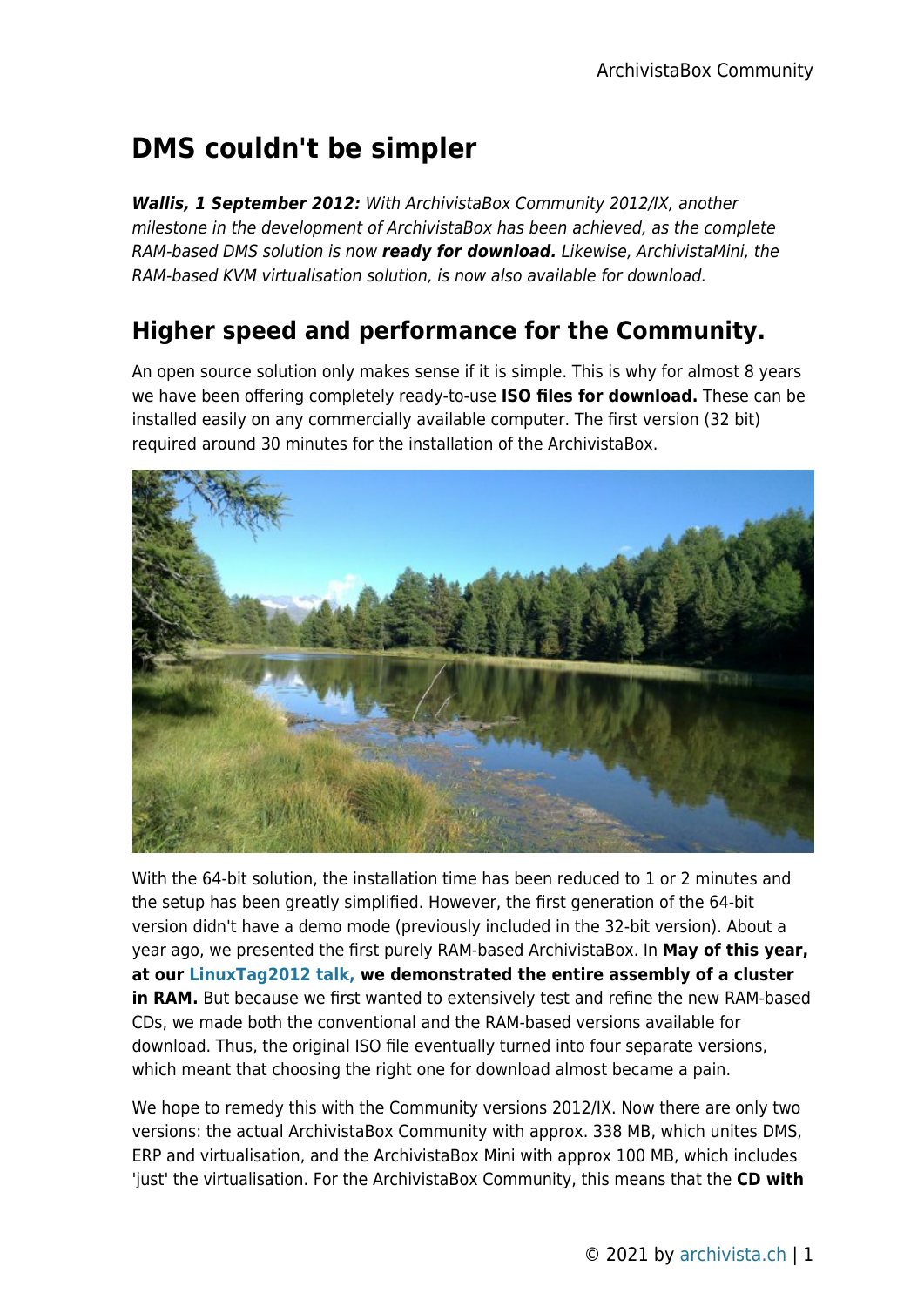# DMS couldn't be simpler

***Wallis, 1 September 2012:*** *With ArchivistaBox Community 2012/IX, another milestone in the development of ArchivistaBox has been achieved, as the complete RAM-based DMS solution is now* ***ready for download.*** *Likewise, ArchivistaMini, the RAM-based KVM virtualisation solution, is now also available for download.*

## Higher speed and performance for the Community.

An open source solution only makes sense if it is simple. This is why for almost 8 years we have been offering completely ready-to-use **ISO files for download.** These can be installed easily on any commercially available computer. The first version (32 bit) required around 30 minutes for the installation of the ArchivistaBox.

With the 64-bit solution, the installation time has been reduced to 1 or 2 minutes and the setup has been greatly simplified. However, the first generation of the 64-bit version didn't have a demo mode (previously included in the 32-bit version). About a year ago, we presented the first purely RAM-based ArchivistaBox. In **May of this year, at our LinuxTag2012 talk, we demonstrated the entire assembly of a cluster in RAM.** But because we first wanted to extensively test and refine the new RAM-based CDs, we made both the conventional and the RAM-based versions available for download. Thus, the original ISO file eventually turned into four separate versions, which meant that choosing the right one for download almost became a pain.

We hope to remedy this with the Community versions 2012/IX. Now there are only two versions: the actual ArchivistaBox Community with approx. 338 MB, which unites DMS, ERP and virtualisation, and the ArchivistaBox Mini with approx 100 MB, which includes 'just' the virtualisation. For the ArchivistaBox Community, this means that the **CD with**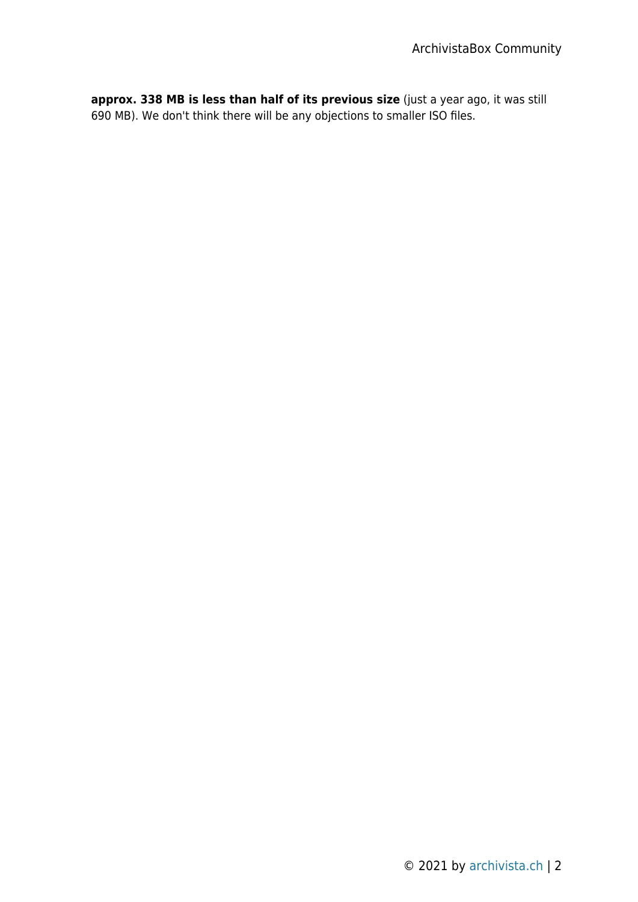**approx. 338 MB is less than half of its previous size** (just a year ago, it was still 690 MB). We don't think there will be any objections to smaller ISO files.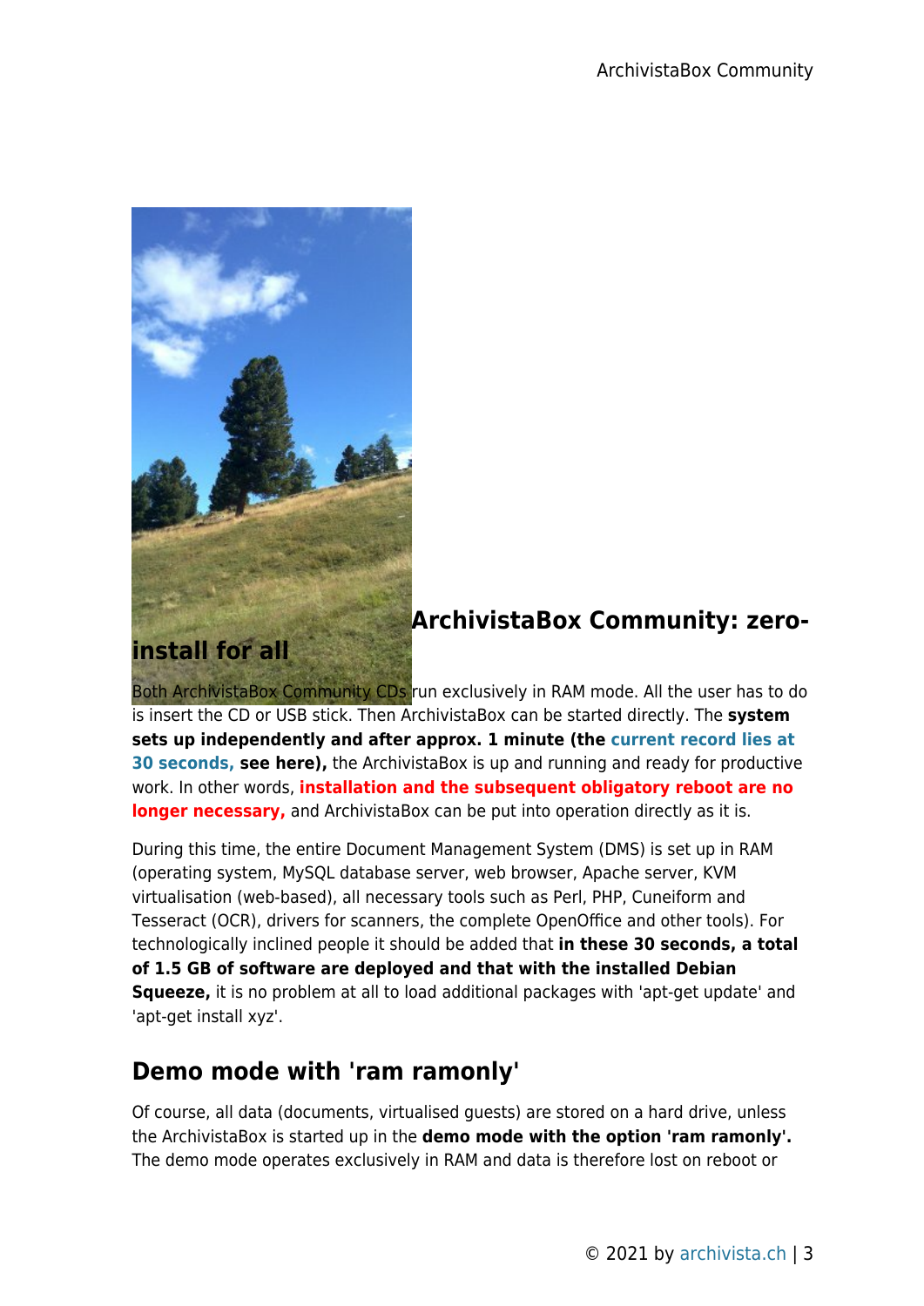## ArchivistaBox Community: zero-install for all

Both ArchivistaBox Community CDs run exclusively in RAM mode. All the user has to do is insert the CD or USB stick. Then ArchivistaBox can be started directly. The **system sets up independently and after approx. 1 minute (the current record lies at 30 seconds, see here),** the ArchivistaBox is up and running and ready for productive work. In other words, **installation and the subsequent obligatory reboot are no longer necessary,** and ArchivistaBox can be put into operation directly as it is.

During this time, the entire Document Management System (DMS) is set up in RAM (operating system, MySQL database server, web browser, Apache server, KVM virtualisation (web-based), all necessary tools such as Perl, PHP, Cuneiform and Tesseract (OCR), drivers for scanners, the complete OpenOffice and other tools). For technologically inclined people it should be added that **in these 30 seconds, a total of 1.5 GB of software are deployed and that with the installed Debian Squeeze,** it is no problem at all to load additional packages with 'apt-get update' and 'apt-get install xyz'.

## Demo mode with 'ram ramonly'

Of course, all data (documents, virtualised guests) are stored on a hard drive, unless the ArchivistaBox is started up in the **demo mode with the option 'ram ramonly'.** The demo mode operates exclusively in RAM and data is therefore lost on reboot or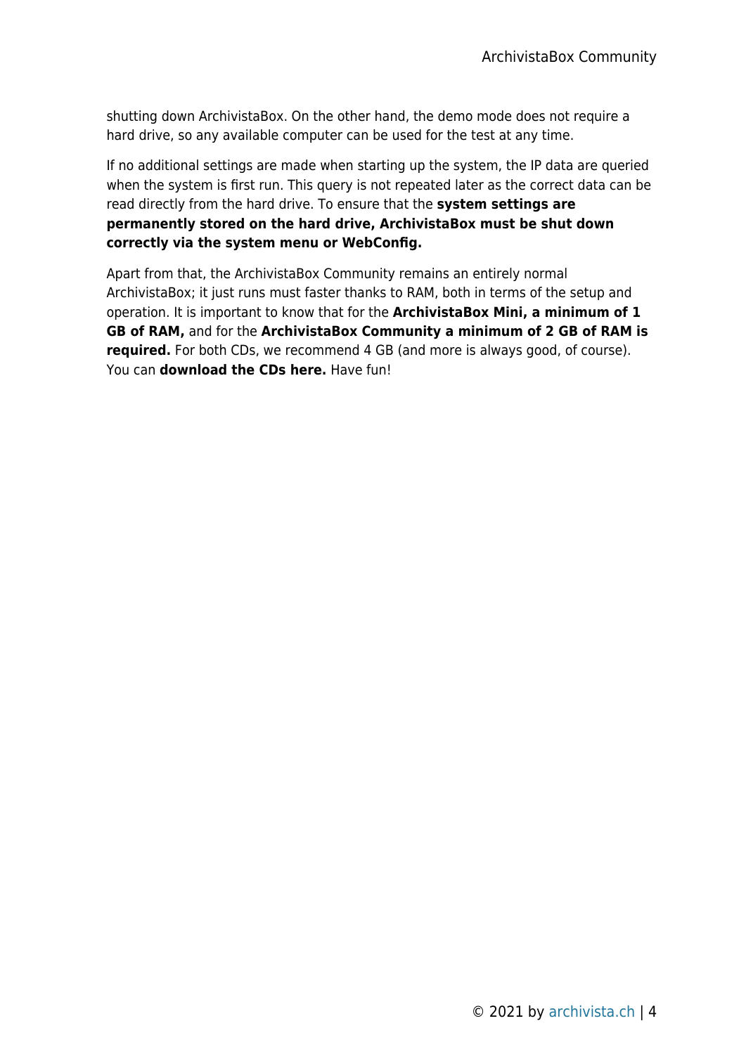shutting down ArchivistaBox. On the other hand, the demo mode does not require a hard drive, so any available computer can be used for the test at any time.

If no additional settings are made when starting up the system, the IP data are queried when the system is first run. This query is not repeated later as the correct data can be read directly from the hard drive. To ensure that the **system settings are permanently stored on the hard drive, ArchivistaBox must be shut down correctly via the system menu or WebConfig.**

Apart from that, the ArchivistaBox Community remains an entirely normal ArchivistaBox; it just runs must faster thanks to RAM, both in terms of the setup and operation. It is important to know that for the **ArchivistaBox Mini, a minimum of 1 GB of RAM,** and for the **ArchivistaBox Community a minimum of 2 GB of RAM is required.** For both CDs, we recommend 4 GB (and more is always good, of course). You can **download the CDs here.** Have fun!